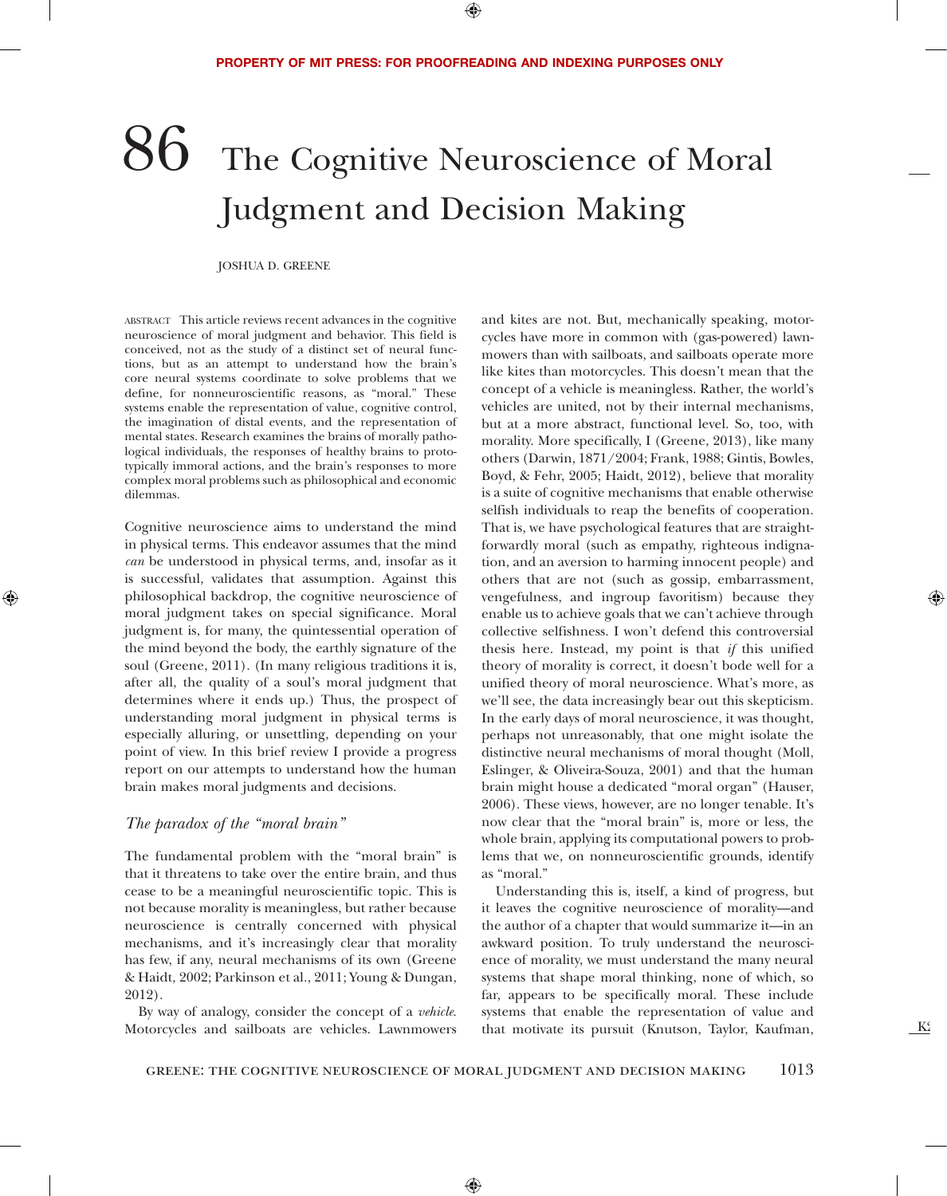# 86 The Cognitive Neuroscience of Moral Judgment and Decision Making

JOSHUA D. GREENE

ABSTRACT This article reviews recent advances in the cognitive neuroscience of moral judgment and behavior. This field is conceived, not as the study of a distinct set of neural functions, but as an attempt to understand how the brain's core neural systems coordinate to solve problems that we define, for nonneuroscientific reasons, as "moral." These systems enable the representation of value, cognitive control, the imagination of distal events, and the representation of mental states. Research examines the brains of morally pathological individuals, the responses of healthy brains to prototypically immoral actions, and the brain's responses to more complex moral problems such as philosophical and economic dilemmas.

Cognitive neuroscience aims to understand the mind in physical terms. This endeavor assumes that the mind *can* be understood in physical terms, and, insofar as it is successful, validates that assumption. Against this philosophical backdrop, the cognitive neuroscience of moral judgment takes on special significance. Moral judgment is, for many, the quintessential operation of the mind beyond the body, the earthly signature of the soul (Greene, 2011). (In many religious traditions it is, after all, the quality of a soul's moral judgment that determines where it ends up.) Thus, the prospect of understanding moral judgment in physical terms is especially alluring, or unsettling, depending on your point of view. In this brief review I provide a progress report on our attempts to understand how the human brain makes moral judgments and decisions.

## *The paradox of the "moral brain"*

The fundamental problem with the "moral brain" is that it threatens to take over the entire brain, and thus cease to be a meaningful neuroscientific topic. This is not because morality is meaningless, but rather because neuroscience is centrally concerned with physical mechanisms, and it's increasingly clear that morality has few, if any, neural mechanisms of its own (Greene & Haidt, 2002; Parkinson et al., 2011; Young & Dungan, 2012).

By way of analogy, consider the concept of a *vehicle*. Motorcycles and sailboats are vehicles. Lawnmowers and kites are not. But, mechanically speaking, motorcycles have more in common with (gas-powered) lawnmowers than with sailboats, and sailboats operate more like kites than motorcycles. This doesn't mean that the concept of a vehicle is meaningless. Rather, the world's vehicles are united, not by their internal mechanisms, but at a more abstract, functional level. So, too, with morality. More specifically, I (Greene, 2013), like many others (Darwin, 1871/2004; Frank, 1988; Gintis, Bowles, Boyd, & Fehr, 2005; Haidt, 2012), believe that morality is a suite of cognitive mechanisms that enable otherwise selfish individuals to reap the benefits of cooperation. That is, we have psychological features that are straightforwardly moral (such as empathy, righteous indignation, and an aversion to harming innocent people) and others that are not (such as gossip, embarrassment, vengefulness, and ingroup favoritism) because they enable us to achieve goals that we can't achieve through collective selfishness. I won't defend this controversial thesis here. Instead, my point is that *if* this unified theory of morality is correct, it doesn't bode well for a unified theory of moral neuroscience. What's more, as we'll see, the data increasingly bear out this skepticism. In the early days of moral neuroscience, it was thought, perhaps not unreasonably, that one might isolate the distinctive neural mechanisms of moral thought (Moll, Eslinger, & Oliveira-Souza, 2001) and that the human brain might house a dedicated "moral organ" (Hauser, 2006). These views, however, are no longer tenable. It's now clear that the "moral brain" is, more or less, the whole brain, applying its computational powers to problems that we, on nonneuroscientific grounds, identify as "moral."

Understanding this is, itself, a kind of progress, but it leaves the cognitive neuroscience of morality—and the author of a chapter that would summarize it—in an awkward position. To truly understand the neuroscience of morality, we must understand the many neural systems that shape moral thinking, none of which, so far, appears to be specifically moral. These include systems that enable the representation of value and that motivate its pursuit (Knutson, Taylor, Kaufman,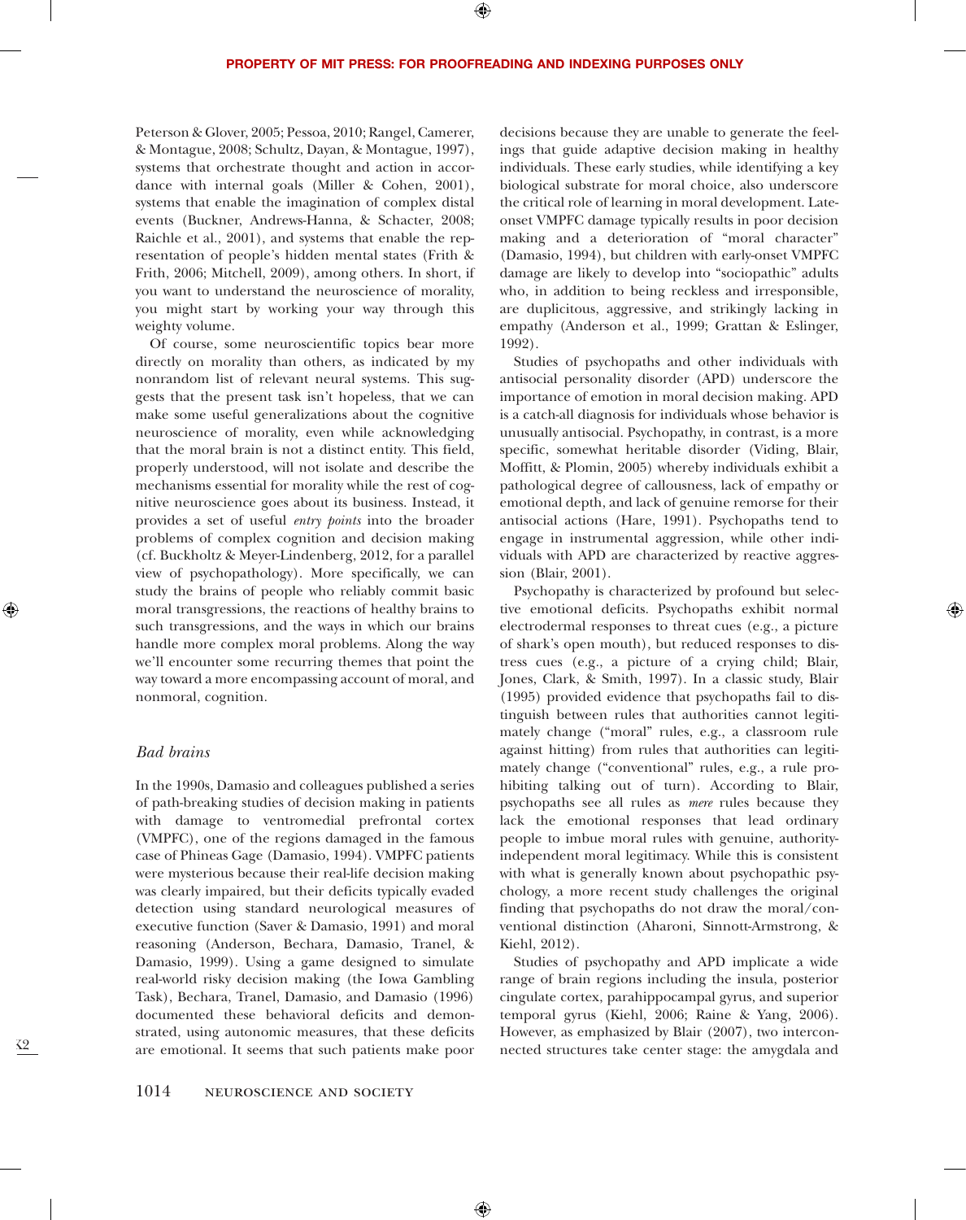Peterson & Glover, 2005; Pessoa, 2010; Rangel, Camerer, & Montague, 2008; Schultz, Dayan, & Montague, 1997), systems that orchestrate thought and action in accordance with internal goals (Miller & Cohen, 2001), systems that enable the imagination of complex distal events (Buckner, Andrews-Hanna, & Schacter, 2008; Raichle et al., 2001), and systems that enable the representation of people's hidden mental states (Frith & Frith, 2006; Mitchell, 2009), among others. In short, if you want to understand the neuroscience of morality, you might start by working your way through this weighty volume.

Of course, some neuroscientific topics bear more directly on morality than others, as indicated by my nonrandom list of relevant neural systems. This suggests that the present task isn't hopeless, that we can make some useful generalizations about the cognitive neuroscience of morality, even while acknowledging that the moral brain is not a distinct entity. This field, properly understood, will not isolate and describe the mechanisms essential for morality while the rest of cognitive neuroscience goes about its business. Instead, it provides a set of useful *entry points* into the broader problems of complex cognition and decision making (cf. Buckholtz & Meyer-Lindenberg, 2012, for a parallel view of psychopathology). More specifically, we can study the brains of people who reliably commit basic moral transgressions, the reactions of healthy brains to such transgressions, and the ways in which our brains handle more complex moral problems. Along the way we'll encounter some recurring themes that point the way toward a more encompassing account of moral, and nonmoral, cognition.

## *Bad brains*

In the 1990s, Damasio and colleagues published a series of path-breaking studies of decision making in patients with damage to ventromedial prefrontal cortex (VMPFC), one of the regions damaged in the famous case of Phineas Gage (Damasio, 1994). VMPFC patients were mysterious because their real-life decision making was clearly impaired, but their deficits typically evaded detection using standard neurological measures of executive function (Saver & Damasio, 1991) and moral reasoning (Anderson, Bechara, Damasio, Tranel, & Damasio, 1999). Using a game designed to simulate real-world risky decision making (the Iowa Gambling Task), Bechara, Tranel, Damasio, and Damasio (1996) documented these behavioral deficits and demonstrated, using autonomic measures, that these deficits are emotional. It seems that such patients make poor decisions because they are unable to generate the feelings that guide adaptive decision making in healthy individuals. These early studies, while identifying a key biological substrate for moral choice, also underscore the critical role of learning in moral development. Late-onset VMPFC damage typically results in poor decision making and a deterioration of "moral character" (Damasio, 1994), but children with early-onset VMPFC damage are likely to develop into "sociopathic" adults who, in addition to being reckless and irresponsible, are duplicitous, aggressive, and strikingly lacking in empathy (Anderson et al., 1999; Grattan & Eslinger, 1992).

Studies of psychopaths and other individuals with antisocial personality disorder (APD) underscore the importance of emotion in moral decision making. APD is a catch-all diagnosis for individuals whose behavior is unusually antisocial. Psychopathy, in contrast, is a more specific, somewhat heritable disorder (Viding, Blair, Moffitt, & Plomin, 2005) whereby individuals exhibit a pathological degree of callousness, lack of empathy or emotional depth, and lack of genuine remorse for their antisocial actions (Hare, 1991). Psychopaths tend to engage in instrumental aggression, while other individuals with APD are characterized by reactive aggression (Blair, 2001).

Psychopathy is characterized by profound but selective emotional deficits. Psychopaths exhibit normal electrodermal responses to threat cues (e.g., a picture of shark's open mouth), but reduced responses to distress cues (e.g., a picture of a crying child; Blair, Jones, Clark, & Smith, 1997). In a classic study, Blair (1995) provided evidence that psychopaths fail to distinguish between rules that authorities cannot legitimately change ("moral" rules, e.g., a classroom rule against hitting) from rules that authorities can legitimately change ("conventional" rules, e.g., a rule prohibiting talking out of turn). According to Blair, psychopaths see all rules as *mere* rules because they lack the emotional responses that lead ordinary people to imbue moral rules with genuine, authority-independent moral legitimacy. While this is consistent with what is generally known about psychopathic psychology, a more recent study challenges the original finding that psychopaths do not draw the moral/conventional distinction (Aharoni, Sinnott-Armstrong, & Kiehl, 2012).

Studies of psychopathy and APD implicate a wide range of brain regions including the insula, posterior cingulate cortex, parahippocampal gyrus, and superior temporal gyrus (Kiehl, 2006; Raine & Yang, 2006). However, as emphasized by Blair (2007), two interconnected structures take center stage: the amygdala and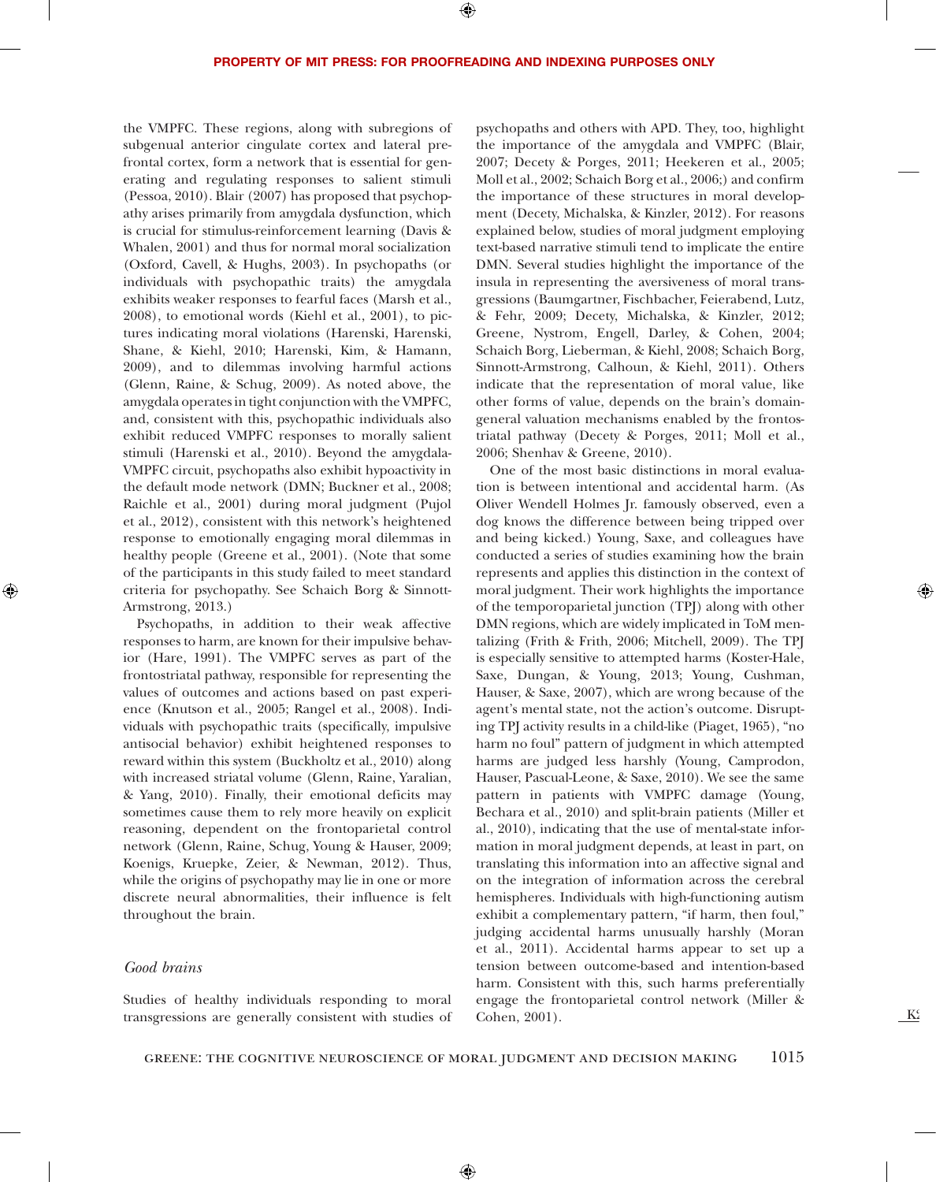the VMPFC. These regions, along with subregions of subgenual anterior cingulate cortex and lateral prefrontal cortex, form a network that is essential for generating and regulating responses to salient stimuli (Pessoa, 2010). Blair (2007) has proposed that psychopathy arises primarily from amygdala dysfunction, which is crucial for stimulus-reinforcement learning (Davis & Whalen, 2001) and thus for normal moral socialization (Oxford, Cavell, & Hughs, 2003). In psychopaths (or individuals with psychopathic traits) the amygdala exhibits weaker responses to fearful faces (Marsh et al., 2008), to emotional words (Kiehl et al., 2001), to pictures indicating moral violations (Harenski, Harenski, Shane, & Kiehl, 2010; Harenski, Kim, & Hamann, 2009), and to dilemmas involving harmful actions (Glenn, Raine, & Schug, 2009). As noted above, the amygdala operates in tight conjunction with the VMPFC, and, consistent with this, psychopathic individuals also exhibit reduced VMPFC responses to morally salient stimuli (Harenski et al., 2010). Beyond the amygdala-VMPFC circuit, psychopaths also exhibit hypoactivity in the default mode network (DMN; Buckner et al., 2008; Raichle et al., 2001) during moral judgment (Pujol et al., 2012), consistent with this network's heightened response to emotionally engaging moral dilemmas in healthy people (Greene et al., 2001). (Note that some of the participants in this study failed to meet standard criteria for psychopathy. See Schaich Borg & Sinnott-Armstrong, 2013.)

Psychopaths, in addition to their weak affective responses to harm, are known for their impulsive behavior (Hare, 1991). The VMPFC serves as part of the frontostriatal pathway, responsible for representing the values of outcomes and actions based on past experience (Knutson et al., 2005; Rangel et al., 2008). Individuals with psychopathic traits (specifically, impulsive antisocial behavior) exhibit heightened responses to reward within this system (Buckholtz et al., 2010) along with increased striatal volume (Glenn, Raine, Yaralian, & Yang, 2010). Finally, their emotional deficits may sometimes cause them to rely more heavily on explicit reasoning, dependent on the frontoparietal control network (Glenn, Raine, Schug, Young & Hauser, 2009; Koenigs, Kruepke, Zeier, & Newman, 2012). Thus, while the origins of psychopathy may lie in one or more discrete neural abnormalities, their influence is felt throughout the brain.

### *Good brains*

Studies of healthy individuals responding to moral transgressions are generally consistent with studies of psychopaths and others with APD. They, too, highlight the importance of the amygdala and VMPFC (Blair, 2007; Decety & Porges, 2011; Heekeren et al., 2005; Moll et al., 2002; Schaich Borg et al., 2006;) and confirm the importance of these structures in moral development (Decety, Michalska, & Kinzler, 2012). For reasons explained below, studies of moral judgment employing text-based narrative stimuli tend to implicate the entire DMN. Several studies highlight the importance of the insula in representing the aversiveness of moral transgressions (Baumgartner, Fischbacher, Feierabend, Lutz, & Fehr, 2009; Decety, Michalska, & Kinzler, 2012; Greene, Nystrom, Engell, Darley, & Cohen, 2004; Schaich Borg, Lieberman, & Kiehl, 2008; Schaich Borg, Sinnott-Armstrong, Calhoun, & Kiehl, 2011). Others indicate that the representation of moral value, like other forms of value, depends on the brain's domain-general valuation mechanisms enabled by the frontostriatal pathway (Decety & Porges, 2011; Moll et al., 2006; Shenhav & Greene, 2010).

One of the most basic distinctions in moral evaluation is between intentional and accidental harm. (As Oliver Wendell Holmes Jr. famously observed, even a dog knows the difference between being tripped over and being kicked.) Young, Saxe, and colleagues have conducted a series of studies examining how the brain represents and applies this distinction in the context of moral judgment. Their work highlights the importance of the temporoparietal junction (TPJ) along with other DMN regions, which are widely implicated in ToM mentalizing (Frith & Frith, 2006; Mitchell, 2009). The TPJ is especially sensitive to attempted harms (Koster-Hale, Saxe, Dungan, & Young, 2013; Young, Cushman, Hauser, & Saxe, 2007), which are wrong because of the agent's mental state, not the action's outcome. Disrupting TPJ activity results in a child-like (Piaget, 1965), "no harm no foul" pattern of judgment in which attempted harms are judged less harshly (Young, Camprodon, Hauser, Pascual-Leone, & Saxe, 2010). We see the same pattern in patients with VMPFC damage (Young, Bechara et al., 2010) and split-brain patients (Miller et al., 2010), indicating that the use of mental-state information in moral judgment depends, at least in part, on translating this information into an affective signal and on the integration of information across the cerebral hemispheres. Individuals with high-functioning autism exhibit a complementary pattern, "if harm, then foul," judging accidental harms unusually harshly (Moran et al., 2011). Accidental harms appear to set up a tension between outcome-based and intention-based harm. Consistent with this, such harms preferentially engage the frontoparietal control network (Miller & Cohen, 2001).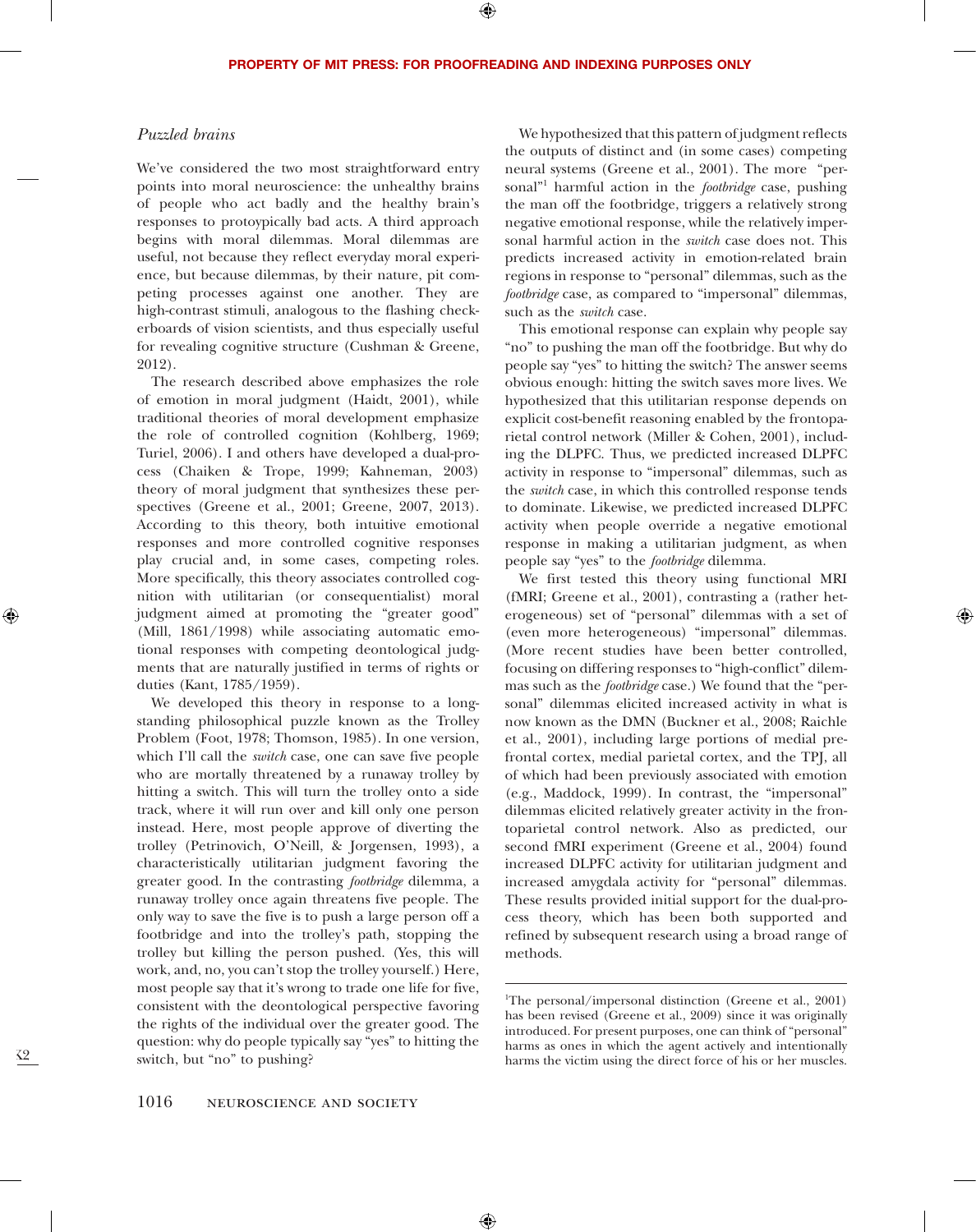### *Puzzled brains*

We've considered the two most straightforward entry points into moral neuroscience: the unhealthy brains of people who act badly and the healthy brain's responses to protoypically bad acts. A third approach begins with moral dilemmas. Moral dilemmas are useful, not because they reflect everyday moral experience, but because dilemmas, by their nature, pit competing processes against one another. They are high-contrast stimuli, analogous to the flashing checkerboards of vision scientists, and thus especially useful for revealing cognitive structure (Cushman & Greene, 2012).

The research described above emphasizes the role of emotion in moral judgment (Haidt, 2001), while traditional theories of moral development emphasize the role of controlled cognition (Kohlberg, 1969; Turiel, 2006). I and others have developed a dual-process (Chaiken & Trope, 1999; Kahneman, 2003) theory of moral judgment that synthesizes these perspectives (Greene et al., 2001; Greene, 2007, 2013). According to this theory, both intuitive emotional responses and more controlled cognitive responses play crucial and, in some cases, competing roles. More specifically, this theory associates controlled cognition with utilitarian (or consequentialist) moral judgment aimed at promoting the "greater good" (Mill, 1861/1998) while associating automatic emotional responses with competing deontological judgments that are naturally justified in terms of rights or duties (Kant, 1785/1959).

We developed this theory in response to a longstanding philosophical puzzle known as the Trolley Problem (Foot, 1978; Thomson, 1985). In one version, which I'll call the *switch* case, one can save five people who are mortally threatened by a runaway trolley by hitting a switch. This will turn the trolley onto a side track, where it will run over and kill only one person instead. Here, most people approve of diverting the trolley (Petrinovich, O'Neill, & Jorgensen, 1993), a characteristically utilitarian judgment favoring the greater good. In the contrasting *footbridge* dilemma, a runaway trolley once again threatens five people. The only way to save the five is to push a large person off a footbridge and into the trolley's path, stopping the trolley but killing the person pushed. (Yes, this will work, and, no, you can't stop the trolley yourself.) Here, most people say that it's wrong to trade one life for five, consistent with the deontological perspective favoring the rights of the individual over the greater good. The question: why do people typically say "yes" to hitting the switch, but "no" to pushing?

We hypothesized that this pattern of judgment reflects the outputs of distinct and (in some cases) competing neural systems (Greene et al., 2001). The more "personal"[1] harmful action in the *footbridge* case, pushing the man off the footbridge, triggers a relatively strong negative emotional response, while the relatively impersonal harmful action in the *switch* case does not. This predicts increased activity in emotion-related brain regions in response to "personal" dilemmas, such as the *footbridge* case, as compared to "impersonal" dilemmas, such as the *switch* case.

This emotional response can explain why people say "no" to pushing the man off the footbridge. But why do people say "yes" to hitting the switch? The answer seems obvious enough: hitting the switch saves more lives. We hypothesized that this utilitarian response depends on explicit cost-benefit reasoning enabled by the frontoparietal control network (Miller & Cohen, 2001), including the DLPFC. Thus, we predicted increased DLPFC activity in response to "impersonal" dilemmas, such as the *switch* case, in which this controlled response tends to dominate. Likewise, we predicted increased DLPFC activity when people override a negative emotional response in making a utilitarian judgment, as when people say "yes" to the *footbridge* dilemma.

We first tested this theory using functional MRI (fMRI; Greene et al., 2001), contrasting a (rather heterogeneous) set of "personal" dilemmas with a set of (even more heterogeneous) "impersonal" dilemmas. (More recent studies have been better controlled, focusing on differing responses to "high-conflict" dilemmas such as the *footbridge* case.) We found that the "personal" dilemmas elicited increased activity in what is now known as the DMN (Buckner et al., 2008; Raichle et al., 2001), including large portions of medial prefrontal cortex, medial parietal cortex, and the TPJ, all of which had been previously associated with emotion (e.g., Maddock, 1999). In contrast, the "impersonal" dilemmas elicited relatively greater activity in the frontoparietal control network. Also as predicted, our second fMRI experiment (Greene et al., 2004) found increased DLPFC activity for utilitarian judgment and increased amygdala activity for "personal" dilemmas. These results provided initial support for the dual-process theory, which has been both supported and refined by subsequent research using a broad range of methods.

---

[1]The personal/impersonal distinction (Greene et al., 2001) has been revised (Greene et al., 2009) since it was originally introduced. For present purposes, one can think of "personal" harms as ones in which the agent actively and intentionally harms the victim using the direct force of his or her muscles.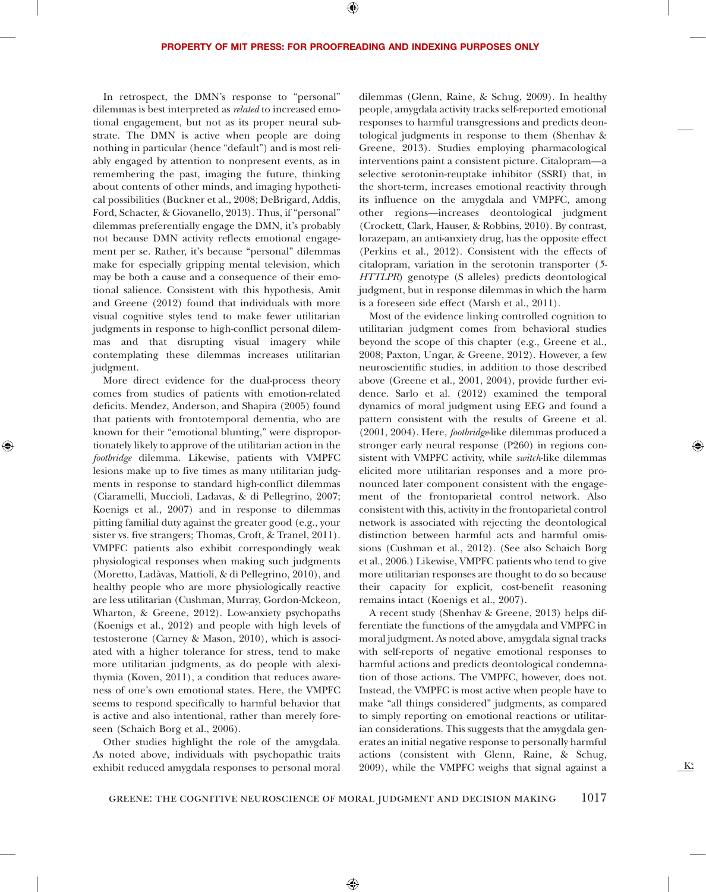In retrospect, the DMN's response to "personal" dilemmas is best interpreted as *related* to increased emotional engagement, but not as its proper neural substrate. The DMN is active when people are doing nothing in particular (hence "default") and is most reliably engaged by attention to nonpresent events, as in remembering the past, imaging the future, thinking about contents of other minds, and imaging hypothetical possibilities (Buckner et al., 2008; DeBrigard, Addis, Ford, Schacter, & Giovanello, 2013). Thus, if "personal" dilemmas preferentially engage the DMN, it's probably not because DMN activity reflects emotional engagement per se. Rather, it's because "personal" dilemmas make for especially gripping mental television, which may be both a cause and a consequence of their emotional salience. Consistent with this hypothesis, Amit and Greene (2012) found that individuals with more visual cognitive styles tend to make fewer utilitarian judgments in response to high-conflict personal dilemmas and that disrupting visual imagery while contemplating these dilemmas increases utilitarian judgment.

More direct evidence for the dual-process theory comes from studies of patients with emotion-related deficits. Mendez, Anderson, and Shapira (2005) found that patients with frontotemporal dementia, who are known for their "emotional blunting," were disproportionately likely to approve of the utilitarian action in the *footbridge* dilemma. Likewise, patients with VMPFC lesions make up to five times as many utilitarian judgments in response to standard high-conflict dilemmas (Ciaramelli, Muccioli, Ladavas, & di Pellegrino, 2007; Koenigs et al., 2007) and in response to dilemmas pitting familial duty against the greater good (e.g., your sister vs. five strangers; Thomas, Croft, & Tranel, 2011). VMPFC patients also exhibit correspondingly weak physiological responses when making such judgments (Moretto, Ladàvas, Mattioli, & di Pellegrino, 2010), and healthy people who are more physiologically reactive are less utilitarian (Cushman, Murray, Gordon-Mckeon, Wharton, & Greene, 2012). Low-anxiety psychopaths (Koenigs et al., 2012) and people with high levels of testosterone (Carney & Mason, 2010), which is associated with a higher tolerance for stress, tend to make more utilitarian judgments, as do people with alexithymia (Koven, 2011), a condition that reduces awareness of one's own emotional states. Here, the VMPFC seems to respond specifically to harmful behavior that is active and also intentional, rather than merely foreseen (Schaich Borg et al., 2006).

Other studies highlight the role of the amygdala. As noted above, individuals with psychopathic traits exhibit reduced amygdala responses to personal moral dilemmas (Glenn, Raine, & Schug, 2009). In healthy people, amygdala activity tracks self-reported emotional responses to harmful transgressions and predicts deontological judgments in response to them (Shenhav & Greene, 2013). Studies employing pharmacological interventions paint a consistent picture. Citalopram—a selective serotonin-reuptake inhibitor (SSRI) that, in the short-term, increases emotional reactivity through its influence on the amygdala and VMPFC, among other regions—increases deontological judgment (Crockett, Clark, Hauser, & Robbins, 2010). By contrast, lorazepam, an anti-anxiety drug, has the opposite effect (Perkins et al., 2012). Consistent with the effects of citalopram, variation in the serotonin transporter (*5-HTTLPR*) genotype (S alleles) predicts deontological judgment, but in response dilemmas in which the harm is a foreseen side effect (Marsh et al., 2011).

Most of the evidence linking controlled cognition to utilitarian judgment comes from behavioral studies beyond the scope of this chapter (e.g., Greene et al., 2008; Paxton, Ungar, & Greene, 2012). However, a few neuroscientific studies, in addition to those described above (Greene et al., 2001, 2004), provide further evidence. Sarlo et al. (2012) examined the temporal dynamics of moral judgment using EEG and found a pattern consistent with the results of Greene et al. (2001, 2004). Here, *footbridge*-like dilemmas produced a stronger early neural response (P260) in regions consistent with VMPFC activity, while *switch*-like dilemmas elicited more utilitarian responses and a more pronounced later component consistent with the engagement of the frontoparietal control network. Also consistent with this, activity in the frontoparietal control network is associated with rejecting the deontological distinction between harmful acts and harmful omissions (Cushman et al., 2012). (See also Schaich Borg et al., 2006.) Likewise, VMPFC patients who tend to give more utilitarian responses are thought to do so because their capacity for explicit, cost-benefit reasoning remains intact (Koenigs et al., 2007).

A recent study (Shenhav & Greene, 2013) helps differentiate the functions of the amygdala and VMPFC in moral judgment. As noted above, amygdala signal tracks with self-reports of negative emotional responses to harmful actions and predicts deontological condemnation of those actions. The VMPFC, however, does not. Instead, the VMPFC is most active when people have to make "all things considered" judgments, as compared to simply reporting on emotional reactions or utilitarian considerations. This suggests that the amygdala generates an initial negative response to personally harmful actions (consistent with Glenn, Raine, & Schug, 2009), while the VMPFC weighs that signal against a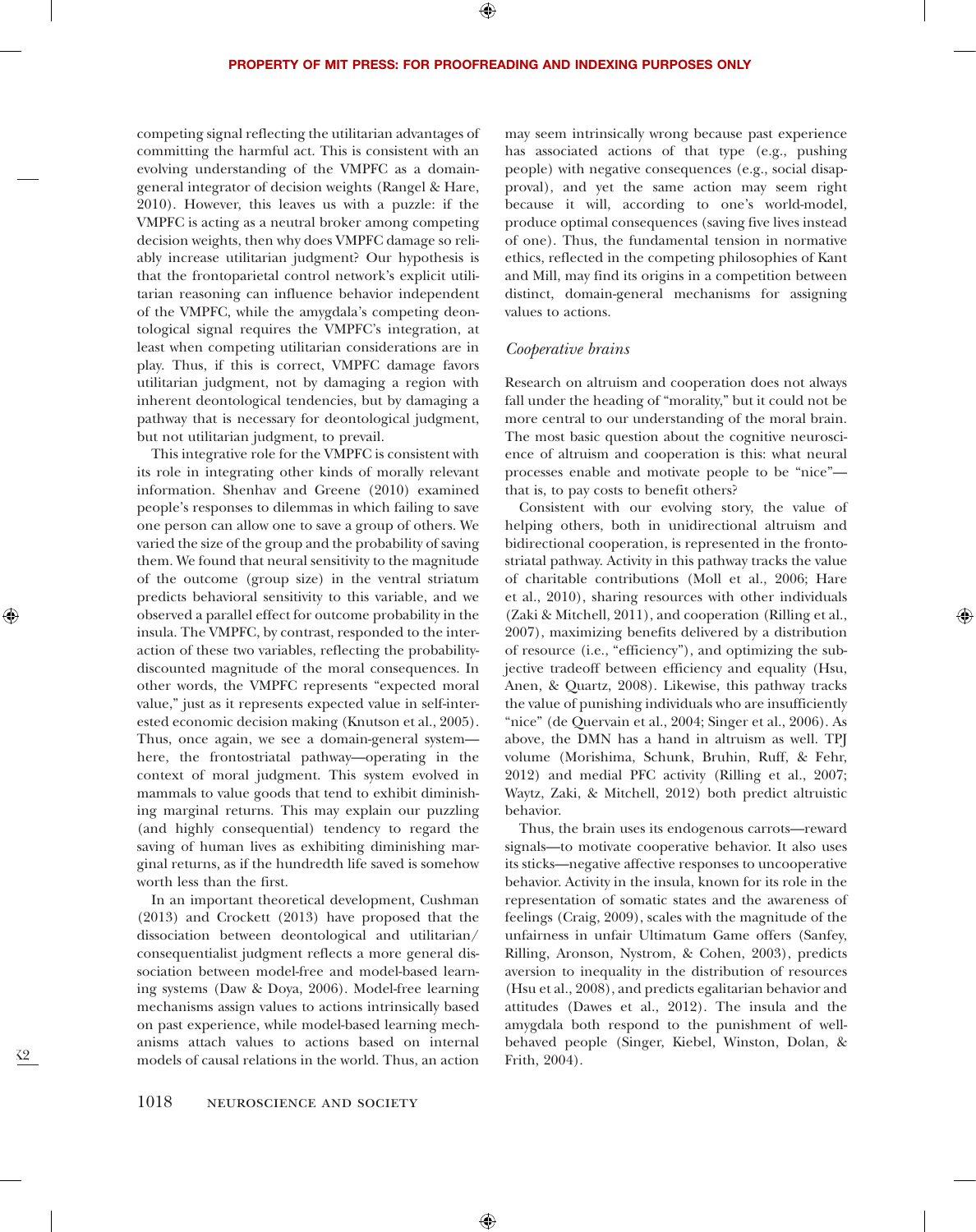competing signal reflecting the utilitarian advantages of committing the harmful act. This is consistent with an evolving understanding of the VMPFC as a domain-general integrator of decision weights (Rangel & Hare, 2010). However, this leaves us with a puzzle: if the VMPFC is acting as a neutral broker among competing decision weights, then why does VMPFC damage so reliably increase utilitarian judgment? Our hypothesis is that the frontoparietal control network's explicit utilitarian reasoning can influence behavior independent of the VMPFC, while the amygdala's competing deontological signal requires the VMPFC's integration, at least when competing utilitarian considerations are in play. Thus, if this is correct, VMPFC damage favors utilitarian judgment, not by damaging a region with inherent deontological tendencies, but by damaging a pathway that is necessary for deontological judgment, but not utilitarian judgment, to prevail.

This integrative role for the VMPFC is consistent with its role in integrating other kinds of morally relevant information. Shenhav and Greene (2010) examined people's responses to dilemmas in which failing to save one person can allow one to save a group of others. We varied the size of the group and the probability of saving them. We found that neural sensitivity to the magnitude of the outcome (group size) in the ventral striatum predicts behavioral sensitivity to this variable, and we observed a parallel effect for outcome probability in the insula. The VMPFC, by contrast, responded to the interaction of these two variables, reflecting the probability-discounted magnitude of the moral consequences. In other words, the VMPFC represents "expected moral value," just as it represents expected value in self-interested economic decision making (Knutson et al., 2005). Thus, once again, we see a domain-general system—here, the frontostriatal pathway—operating in the context of moral judgment. This system evolved in mammals to value goods that tend to exhibit diminishing marginal returns. This may explain our puzzling (and highly consequential) tendency to regard the saving of human lives as exhibiting diminishing marginal returns, as if the hundredth life saved is somehow worth less than the first.

In an important theoretical development, Cushman (2013) and Crockett (2013) have proposed that the dissociation between deontological and utilitarian/consequentialist judgment reflects a more general dissociation between model-free and model-based learning systems (Daw & Doya, 2006). Model-free learning mechanisms assign values to actions intrinsically based on past experience, while model-based learning mechanisms attach values to actions based on internal models of causal relations in the world. Thus, an action may seem intrinsically wrong because past experience has associated actions of that type (e.g., pushing people) with negative consequences (e.g., social disapproval), and yet the same action may seem right because it will, according to one's world-model, produce optimal consequences (saving five lives instead of one). Thus, the fundamental tension in normative ethics, reflected in the competing philosophies of Kant and Mill, may find its origins in a competition between distinct, domain-general mechanisms for assigning values to actions.

### *Cooperative brains*

Research on altruism and cooperation does not always fall under the heading of "morality," but it could not be more central to our understanding of the moral brain. The most basic question about the cognitive neuroscience of altruism and cooperation is this: what neural processes enable and motivate people to be "nice"—that is, to pay costs to benefit others?

Consistent with our evolving story, the value of helping others, both in unidirectional altruism and bidirectional cooperation, is represented in the frontostriatal pathway. Activity in this pathway tracks the value of charitable contributions (Moll et al., 2006; Hare et al., 2010), sharing resources with other individuals (Zaki & Mitchell, 2011), and cooperation (Rilling et al., 2007), maximizing benefits delivered by a distribution of resource (i.e., "efficiency"), and optimizing the subjective tradeoff between efficiency and equality (Hsu, Anen, & Quartz, 2008). Likewise, this pathway tracks the value of punishing individuals who are insufficiently "nice" (de Quervain et al., 2004; Singer et al., 2006). As above, the DMN has a hand in altruism as well. TPJ volume (Morishima, Schunk, Bruhin, Ruff, & Fehr, 2012) and medial PFC activity (Rilling et al., 2007; Waytz, Zaki, & Mitchell, 2012) both predict altruistic behavior.

Thus, the brain uses its endogenous carrots—reward signals—to motivate cooperative behavior. It also uses its sticks—negative affective responses to uncooperative behavior. Activity in the insula, known for its role in the representation of somatic states and the awareness of feelings (Craig, 2009), scales with the magnitude of the unfairness in unfair Ultimatum Game offers (Sanfey, Rilling, Aronson, Nystrom, & Cohen, 2003), predicts aversion to inequality in the distribution of resources (Hsu et al., 2008), and predicts egalitarian behavior and attitudes (Dawes et al., 2012). The insula and the amygdala both respond to the punishment of well-behaved people (Singer, Kiebel, Winston, Dolan, & Frith, 2004).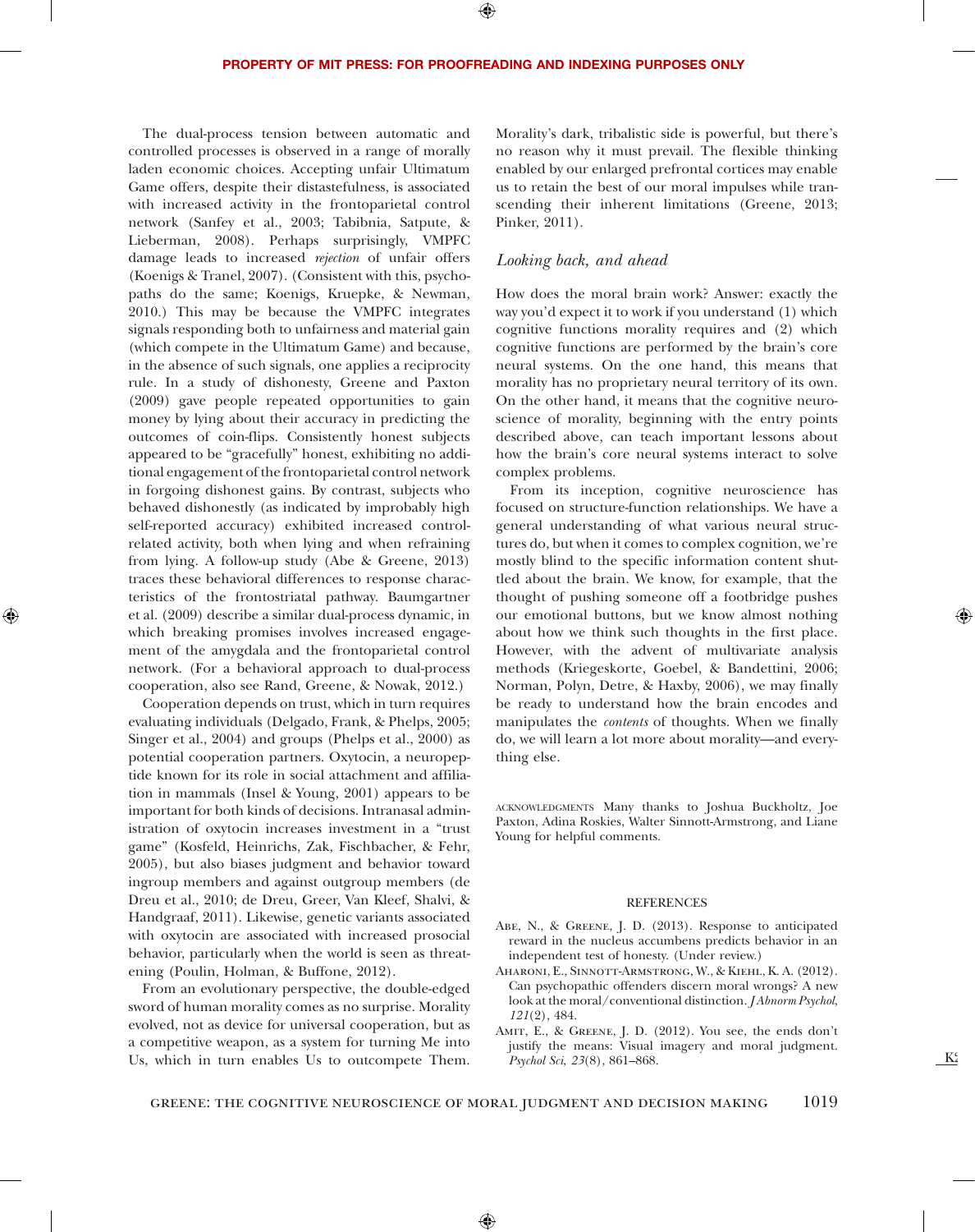The dual-process tension between automatic and controlled processes is observed in a range of morally laden economic choices. Accepting unfair Ultimatum Game offers, despite their distastefulness, is associated with increased activity in the frontoparietal control network (Sanfey et al., 2003; Tabibnia, Satpute, & Lieberman, 2008). Perhaps surprisingly, VMPFC damage leads to increased *rejection* of unfair offers (Koenigs & Tranel, 2007). (Consistent with this, psychopaths do the same; Koenigs, Kruepke, & Newman, 2010.) This may be because the VMPFC integrates signals responding both to unfairness and material gain (which compete in the Ultimatum Game) and because, in the absence of such signals, one applies a reciprocity rule. In a study of dishonesty, Greene and Paxton (2009) gave people repeated opportunities to gain money by lying about their accuracy in predicting the outcomes of coin-flips. Consistently honest subjects appeared to be "gracefully" honest, exhibiting no additional engagement of the frontoparietal control network in forgoing dishonest gains. By contrast, subjects who behaved dishonestly (as indicated by improbably high self-reported accuracy) exhibited increased control-related activity, both when lying and when refraining from lying. A follow-up study (Abe & Greene, 2013) traces these behavioral differences to response characteristics of the frontostriatal pathway. Baumgartner et al. (2009) describe a similar dual-process dynamic, in which breaking promises involves increased engagement of the amygdala and the frontoparietal control network. (For a behavioral approach to dual-process cooperation, also see Rand, Greene, & Nowak, 2012.)

Cooperation depends on trust, which in turn requires evaluating individuals (Delgado, Frank, & Phelps, 2005; Singer et al., 2004) and groups (Phelps et al., 2000) as potential cooperation partners. Oxytocin, a neuropeptide known for its role in social attachment and affiliation in mammals (Insel & Young, 2001) appears to be important for both kinds of decisions. Intranasal administration of oxytocin increases investment in a "trust game" (Kosfeld, Heinrichs, Zak, Fischbacher, & Fehr, 2005), but also biases judgment and behavior toward ingroup members and against outgroup members (de Dreu et al., 2010; de Dreu, Greer, Van Kleef, Shalvi, & Handgraaf, 2011). Likewise, genetic variants associated with oxytocin are associated with increased prosocial behavior, particularly when the world is seen as threatening (Poulin, Holman, & Buffone, 2012).

From an evolutionary perspective, the double-edged sword of human morality comes as no surprise. Morality evolved, not as device for universal cooperation, but as a competitive weapon, as a system for turning Me into Us, which in turn enables Us to outcompete Them. Morality's dark, tribalistic side is powerful, but there's no reason why it must prevail. The flexible thinking enabled by our enlarged prefrontal cortices may enable us to retain the best of our moral impulses while transcending their inherent limitations (Greene, 2013; Pinker, 2011).

## *Looking back, and ahead*

How does the moral brain work? Answer: exactly the way you'd expect it to work if you understand (1) which cognitive functions morality requires and (2) which cognitive functions are performed by the brain's core neural systems. On the one hand, this means that morality has no proprietary neural territory of its own. On the other hand, it means that the cognitive neuroscience of morality, beginning with the entry points described above, can teach important lessons about how the brain's core neural systems interact to solve complex problems.

From its inception, cognitive neuroscience has focused on structure-function relationships. We have a general understanding of what various neural structures do, but when it comes to complex cognition, we're mostly blind to the specific information content shuttled about the brain. We know, for example, that the thought of pushing someone off a footbridge pushes our emotional buttons, but we know almost nothing about how we think such thoughts in the first place. However, with the advent of multivariate analysis methods (Kriegeskorte, Goebel, & Bandettini, 2006; Norman, Polyn, Detre, & Haxby, 2006), we may finally be ready to understand how the brain encodes and manipulates the *contents* of thoughts. When we finally do, we will learn a lot more about morality—and everything else.

ACKNOWLEDGMENTS Many thanks to Joshua Buckholtz, Joe Paxton, Adina Roskies, Walter Sinnott-Armstrong, and Liane Young for helpful comments.

## REFERENCES

Abe, N., & Greene, J. D. (2013). Response to anticipated reward in the nucleus accumbens predicts behavior in an independent test of honesty. (Under review.)

Aharoni, E., Sinnott-Armstrong, W., & Kiehl, K. A. (2012). Can psychopathic offenders discern moral wrongs? A new look at the moral/conventional distinction. *J Abnorm Psychol*, *121*(2), 484.

Amit, E., & Greene, J. D. (2012). You see, the ends don't justify the means: Visual imagery and moral judgment. *Psychol Sci*, *23*(8), 861–868.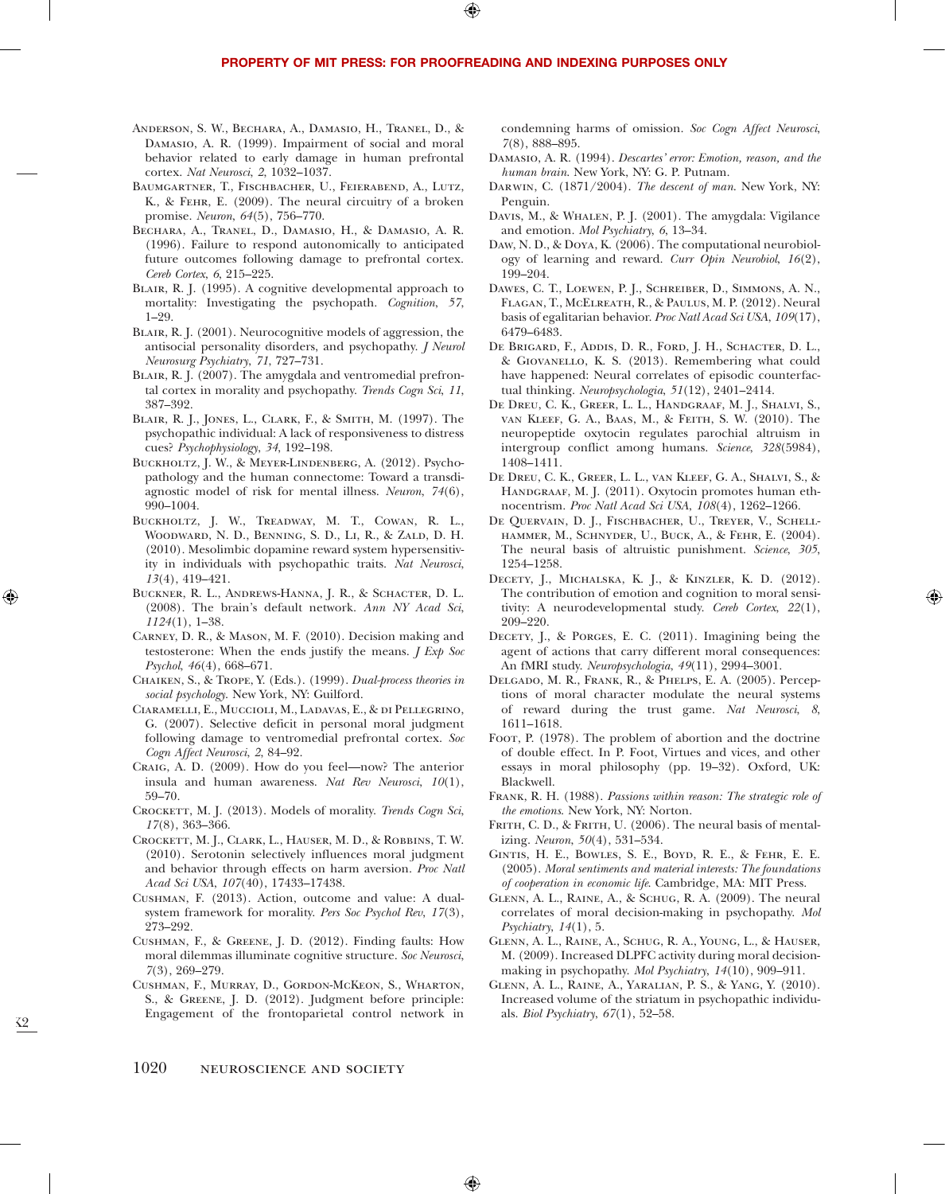Anderson, S. W., Bechara, A., Damasio, H., Tranel, D., & Damasio, A. R. (1999). Impairment of social and moral behavior related to early damage in human prefrontal cortex. *Nat Neurosci*, *2*, 1032–1037.

Baumgartner, T., Fischbacher, U., Feierabend, A., Lutz, K., & Fehr, E. (2009). The neural circuitry of a broken promise. *Neuron*, *64*(5), 756–770.

Bechara, A., Tranel, D., Damasio, H., & Damasio, A. R. (1996). Failure to respond autonomically to anticipated future outcomes following damage to prefrontal cortex. *Cereb Cortex*, *6*, 215–225.

Blair, R. J. (1995). A cognitive developmental approach to mortality: Investigating the psychopath. *Cognition*, *57*, 1–29.

Blair, R. J. (2001). Neurocognitive models of aggression, the antisocial personality disorders, and psychopathy. *J Neurol Neurosurg Psychiatry*, *71*, 727–731.

Blair, R. J. (2007). The amygdala and ventromedial prefrontal cortex in morality and psychopathy. *Trends Cogn Sci*, *11*, 387–392.

Blair, R. J., Jones, L., Clark, F., & Smith, M. (1997). The psychopathic individual: A lack of responsiveness to distress cues? *Psychophysiology*, *34*, 192–198.

Buckholtz, J. W., & Meyer-Lindenberg, A. (2012). Psychopathology and the human connectome: Toward a transdiagnostic model of risk for mental illness. *Neuron*, *74*(6), 990–1004.

Buckholtz, J. W., Treadway, M. T., Cowan, R. L., Woodward, N. D., Benning, S. D., Li, R., & Zald, D. H. (2010). Mesolimbic dopamine reward system hypersensitivity in individuals with psychopathic traits. *Nat Neurosci*, *13*(4), 419–421.

Buckner, R. L., Andrews-Hanna, J. R., & Schacter, D. L. (2008). The brain's default network. *Ann NY Acad Sci*, *1124*(1), 1–38.

Carney, D. R., & Mason, M. F. (2010). Decision making and testosterone: When the ends justify the means. *J Exp Soc Psychol*, *46*(4), 668–671.

Chaiken, S., & Trope, Y. (Eds.). (1999). *Dual-process theories in social psychology*. New York, NY: Guilford.

Ciaramelli, E., Muccioli, M., Ladavas, E., & di Pellegrino, G. (2007). Selective deficit in personal moral judgment following damage to ventromedial prefrontal cortex. *Soc Cogn Affect Neurosci*, *2*, 84–92.

Craig, A. D. (2009). How do you feel—now? The anterior insula and human awareness. *Nat Rev Neurosci*, *10*(1), 59–70.

Crockett, M. J. (2013). Models of morality. *Trends Cogn Sci*, *17*(8), 363–366.

Crockett, M. J., Clark, L., Hauser, M. D., & Robbins, T. W. (2010). Serotonin selectively influences moral judgment and behavior through effects on harm aversion. *Proc Natl Acad Sci USA*, *107*(40), 17433–17438.

Cushman, F. (2013). Action, outcome and value: A dual-system framework for morality. *Pers Soc Psychol Rev*, *17*(3), 273–292.

Cushman, F., & Greene, J. D. (2012). Finding faults: How moral dilemmas illuminate cognitive structure. *Soc Neurosci*, *7*(3), 269–279.

Cushman, F., Murray, D., Gordon-McKeon, S., Wharton, S., & Greene, J. D. (2012). Judgment before principle: Engagement of the frontoparietal control network in condemning harms of omission. *Soc Cogn Affect Neurosci*, *7*(8), 888–895.

Damasio, A. R. (1994). *Descartes' error: Emotion, reason, and the human brain*. New York, NY: G. P. Putnam.

Darwin, C. (1871/2004). *The descent of man*. New York, NY: Penguin.

Davis, M., & Whalen, P. J. (2001). The amygdala: Vigilance and emotion. *Mol Psychiatry*, *6*, 13–34.

Daw, N. D., & Doya, K. (2006). The computational neurobiology of learning and reward. *Curr Opin Neurobiol*, *16*(2), 199–204.

Dawes, C. T., Loewen, P. J., Schreiber, D., Simmons, A. N., Flagan, T., McElreath, R., & Paulus, M. P. (2012). Neural basis of egalitarian behavior. *Proc Natl Acad Sci USA*, *109*(17), 6479–6483.

De Brigard, F., Addis, D. R., Ford, J. H., Schacter, D. L., & Giovanello, K. S. (2013). Remembering what could have happened: Neural correlates of episodic counterfactual thinking. *Neuropsychologia*, *51*(12), 2401–2414.

De Dreu, C. K., Greer, L. L., Handgraaf, M. J., Shalvi, S., van Kleef, G. A., Baas, M., & Feith, S. W. (2010). The neuropeptide oxytocin regulates parochial altruism in intergroup conflict among humans. *Science*, *328*(5984), 1408–1411.

De Dreu, C. K., Greer, L. L., van Kleef, G. A., Shalvi, S., & Handgraaf, M. J. (2011). Oxytocin promotes human ethnocentrism. *Proc Natl Acad Sci USA*, *108*(4), 1262–1266.

De Quervain, D. J., Fischbacher, U., Treyer, V., Schellhammer, M., Schnyder, U., Buck, A., & Fehr, E. (2004). The neural basis of altruistic punishment. *Science*, *305*, 1254–1258.

Decety, J., Michalska, K. J., & Kinzler, K. D. (2012). The contribution of emotion and cognition to moral sensitivity: A neurodevelopmental study. *Cereb Cortex*, *22*(1), 209–220.

Decety, J., & Porges, E. C. (2011). Imagining being the agent of actions that carry different moral consequences: An fMRI study. *Neuropsychologia*, *49*(11), 2994–3001.

Delgado, M. R., Frank, R., & Phelps, E. A. (2005). Perceptions of moral character modulate the neural systems of reward during the trust game. *Nat Neurosci*, *8*, 1611–1618.

Foot, P. (1978). The problem of abortion and the doctrine of double effect. In P. Foot, Virtues and vices, and other essays in moral philosophy (pp. 19–32). Oxford, UK: Blackwell.

Frank, R. H. (1988). *Passions within reason: The strategic role of the emotions*. New York, NY: Norton.

Frith, C. D., & Frith, U. (2006). The neural basis of mentalizing. *Neuron*, *50*(4), 531–534.

Gintis, H. E., Bowles, S. E., Boyd, R. E., & Fehr, E. E. (2005). *Moral sentiments and material interests: The foundations of cooperation in economic life*. Cambridge, MA: MIT Press.

Glenn, A. L., Raine, A., & Schug, R. A. (2009). The neural correlates of moral decision-making in psychopathy. *Mol Psychiatry*, *14*(1), 5.

Glenn, A. L., Raine, A., Schug, R. A., Young, L., & Hauser, M. (2009). Increased DLPFC activity during moral decision-making in psychopathy. *Mol Psychiatry*, *14*(10), 909–911.

Glenn, A. L., Raine, A., Yaralian, P. S., & Yang, Y. (2010). Increased volume of the striatum in psychopathic individuals. *Biol Psychiatry*, *67*(1), 52–58.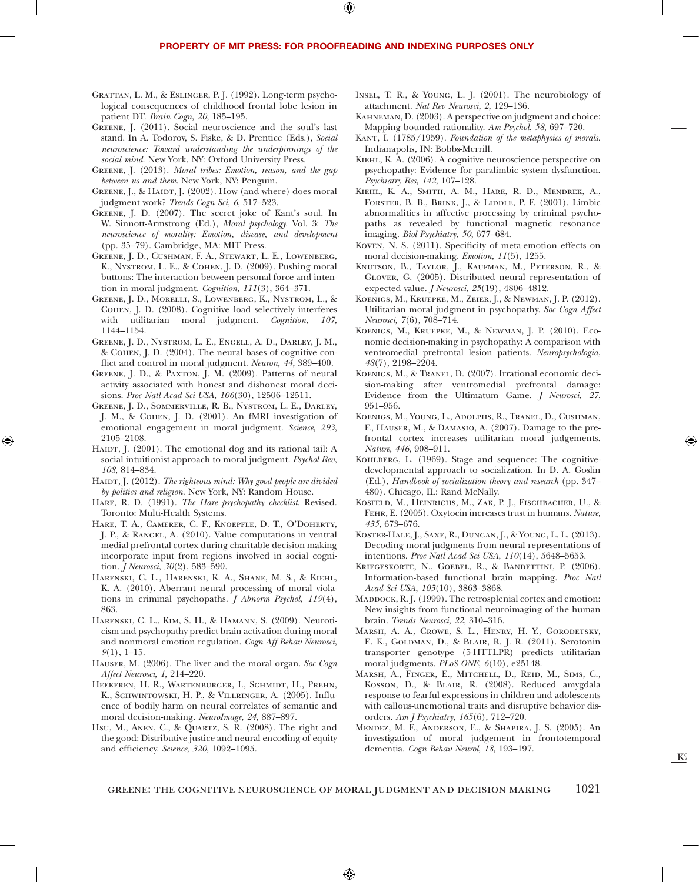Grattan, L. M., & Eslinger, P. J. (1992). Long-term psychological consequences of childhood frontal lobe lesion in patient DT. *Brain Cogn*, *20*, 185–195.

Greene, J. (2011). Social neuroscience and the soul's last stand. In A. Todorov, S. Fiske, & D. Prentice (Eds.), *Social neuroscience: Toward understanding the underpinnings of the social mind*. New York, NY: Oxford University Press.

Greene, J. (2013). *Moral tribes: Emotion, reason, and the gap between us and them*. New York, NY: Penguin.

Greene, J., & Haidt, J. (2002). How (and where) does moral judgment work? *Trends Cogn Sci*, *6*, 517–523.

Greene, J. D. (2007). The secret joke of Kant's soul. In W. Sinnott-Armstrong (Ed.), *Moral psychology*. Vol. 3: *The neuroscience of morality: Emotion, disease, and development* (pp. 35–79). Cambridge, MA: MIT Press.

Greene, J. D., Cushman, F. A., Stewart, L. E., Lowenberg, K., Nystrom, L. E., & Cohen, J. D. (2009). Pushing moral buttons: The interaction between personal force and intention in moral judgment. *Cognition*, *111*(3), 364–371.

Greene, J. D., Morelli, S., Lowenberg, K., Nystrom, L., & Cohen, J. D. (2008). Cognitive load selectively interferes with utilitarian moral judgment. *Cognition*, *107*, 1144–1154.

Greene, J. D., Nystrom, L. E., Engell, A. D., Darley, J. M., & Cohen, J. D. (2004). The neural bases of cognitive conflict and control in moral judgment. *Neuron*, *44*, 389–400.

Greene, J. D., & Paxton, J. M. (2009). Patterns of neural activity associated with honest and dishonest moral decisions. *Proc Natl Acad Sci USA*, *106*(30), 12506–12511.

Greene, J. D., Sommerville, R. B., Nystrom, L. E., Darley, J. M., & Cohen, J. D. (2001). An fMRI investigation of emotional engagement in moral judgment. *Science*, *293*, 2105–2108.

Haidt, J. (2001). The emotional dog and its rational tail: A social intuitionist approach to moral judgment. *Psychol Rev*, *108*, 814–834.

Haidt, J. (2012). *The righteous mind: Why good people are divided by politics and religion*. New York, NY: Random House.

Hare, R. D. (1991). *The Hare psychopathy checklist*. Revised. Toronto: Multi-Health Systems.

Hare, T. A., Camerer, C. F., Knoepfle, D. T., O'Doherty, J. P., & Rangel, A. (2010). Value computations in ventral medial prefrontal cortex during charitable decision making incorporate input from regions involved in social cognition. *J Neurosci*, *30*(2), 583–590.

Harenski, C. L., Harenski, K. A., Shane, M. S., & Kiehl, K. A. (2010). Aberrant neural processing of moral violations in criminal psychopaths. *J Abnorm Psychol*, *119*(4), 863.

Harenski, C. L., Kim, S. H., & Hamann, S. (2009). Neuroticism and psychopathy predict brain activation during moral and nonmoral emotion regulation. *Cogn Aff Behav Neurosci*, *9*(1), 1–15.

Hauser, M. (2006). The liver and the moral organ. *Soc Cogn Affect Neurosci*, *1*, 214–220.

Heekeren, H. R., Wartenburger, I., Schmidt, H., Prehn, K., Schwintowski, H. P., & Villringer, A. (2005). Influence of bodily harm on neural correlates of semantic and moral decision-making. *NeuroImage*, *24*, 887–897.

Hsu, M., Anen, C., & Quartz, S. R. (2008). The right and the good: Distributive justice and neural encoding of equity and efficiency. *Science*, *320*, 1092–1095.

Insel, T. R., & Young, L. J. (2001). The neurobiology of attachment. *Nat Rev Neurosci*, *2*, 129–136.

Kahneman, D. (2003). A perspective on judgment and choice: Mapping bounded rationality. *Am Psychol*, *58*, 697–720.

Kant, I. (1785/1959). *Foundation of the metaphysics of morals*. Indianapolis, IN: Bobbs-Merrill.

Kiehl, K. A. (2006). A cognitive neuroscience perspective on psychopathy: Evidence for paralimbic system dysfunction. *Psychiatry Res*, *142*, 107–128.

Kiehl, K. A., Smith, A. M., Hare, R. D., Mendrek, A., Forster, B. B., Brink, J., & Liddle, P. F. (2001). Limbic abnormalities in affective processing by criminal psychopaths as revealed by functional magnetic resonance imaging. *Biol Psychiatry*, *50*, 677–684.

Koven, N. S. (2011). Specificity of meta-emotion effects on moral decision-making. *Emotion*, *11*(5), 1255.

Knutson, B., Taylor, J., Kaufman, M., Peterson, R., & Glover, G. (2005). Distributed neural representation of expected value. *J Neurosci*, *25*(19), 4806–4812.

Koenigs, M., Kruepke, M., Zeier, J., & Newman, J. P. (2012). Utilitarian moral judgment in psychopathy. *Soc Cogn Affect Neurosci*, *7*(6), 708–714.

Koenigs, M., Kruepke, M., & Newman, J. P. (2010). Economic decision-making in psychopathy: A comparison with ventromedial prefrontal lesion patients. *Neuropsychologia*, *48*(7), 2198–2204.

Koenigs, M., & Tranel, D. (2007). Irrational economic decision-making after ventromedial prefrontal damage: Evidence from the Ultimatum Game. *J Neurosci*, *27*, 951–956.

Koenigs, M., Young, L., Adolphs, R., Tranel, D., Cushman, F., Hauser, M., & Damasio, A. (2007). Damage to the prefrontal cortex increases utilitarian moral judgements. *Nature*, *446*, 908–911.

Kohlberg, L. (1969). Stage and sequence: The cognitive-developmental approach to socialization. In D. A. Goslin (Ed.), *Handbook of socialization theory and research* (pp. 347–480). Chicago, IL: Rand McNally.

Kosfeld, M., Heinrichs, M., Zak, P. J., Fischbacher, U., & Fehr, E. (2005). Oxytocin increases trust in humans. *Nature*, *435*, 673–676.

Koster-Hale, J., Saxe, R., Dungan, J., & Young, L. L. (2013). Decoding moral judgments from neural representations of intentions. *Proc Natl Acad Sci USA*, *110*(14), 5648–5653.

Kriegeskorte, N., Goebel, R., & Bandettini, P. (2006). Information-based functional brain mapping. *Proc Natl Acad Sci USA*, *103*(10), 3863–3868.

Maddock, R. J. (1999). The retrosplenial cortex and emotion: New insights from functional neuroimaging of the human brain. *Trends Neurosci*, *22*, 310–316.

Marsh, A. A., Crowe, S. L., Henry, H. Y., Gorodetsky, E. K., Goldman, D., & Blair, R. J. R. (2011). Serotonin transporter genotype (5-HTTLPR) predicts utilitarian moral judgments. *PLoS ONE*, *6*(10), e25148.

Marsh, A., Finger, E., Mitchell, D., Reid, M., Sims, C., Kosson, D., & Blair, R. (2008). Reduced amygdala response to fearful expressions in children and adolescents with callous-unemotional traits and disruptive behavior disorders. *Am J Psychiatry*, *165*(6), 712–720.

Mendez, M. F., Anderson, E., & Shapira, J. S. (2005). An investigation of moral judgement in frontotemporal dementia. *Cogn Behav Neurol*, *18*, 193–197.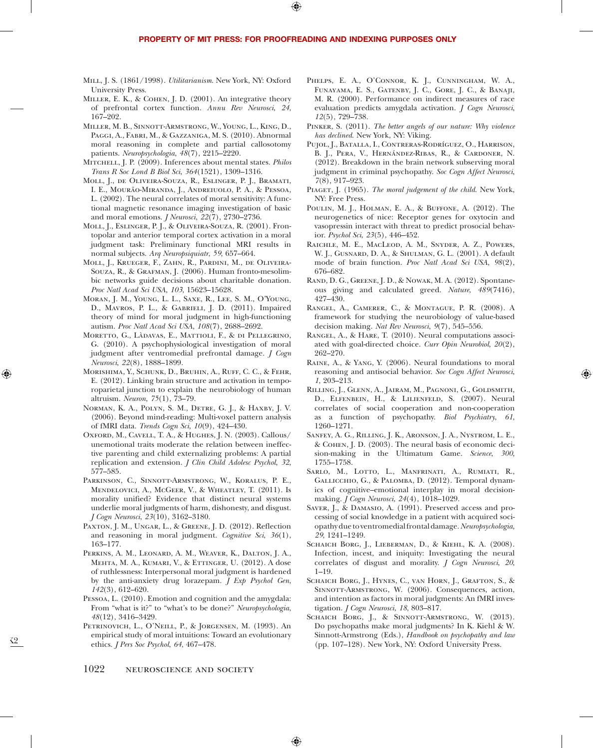Mill, J. S. (1861/1998). *Utilitarianism*. New York, NY: Oxford University Press.

Miller, E. K., & Cohen, J. D. (2001). An integrative theory of prefrontal cortex function. *Annu Rev Neurosci*, *24*, 167–202.

Miller, M. B., Sinnott-Armstrong, W., Young, L., King, D., Paggi, A., Fabri, M., & Gazzaniga, M. S. (2010). Abnormal moral reasoning in complete and partial callosotomy patients. *Neuropsychologia*, *48*(7), 2215–2220.

Mitchell, J. P. (2009). Inferences about mental states. *Philos Trans R Soc Lond B Biol Sci*, *364*(1521), 1309–1316.

Moll, J., de Oliveira-Souza, R., Eslinger, P. J., Bramati, I. E., Mourão-Miranda, J., Andreiuolo, P. A., & Pessoa, L. (2002). The neural correlates of moral sensitivity: A functional magnetic resonance imaging investigation of basic and moral emotions. *J Neurosci*, *22*(7), 2730–2736.

Moll, J., Eslinger, P. J., & Oliveira-Souza, R. (2001). Frontopolar and anterior temporal cortex activation in a moral judgment task: Preliminary functional MRI results in normal subjects. *Arq Neuropsiquiatr*, *59*, 657–664.

Moll, J., Krueger, F., Zahn, R., Pardini, M., de Oliveira-Souza, R., & Grafman, J. (2006). Human fronto-mesolimbic networks guide decisions about charitable donation. *Proc Natl Acad Sci USA*, *103*, 15623–15628.

Moran, J. M., Young, L. L., Saxe, R., Lee, S. M., O'Young, D., Mavros, P. L., & Gabrieli, J. D. (2011). Impaired theory of mind for moral judgment in high-functioning autism. *Proc Natl Acad Sci USA*, *108*(7), 2688–2692.

Moretto, G., Làdavas, E., Mattioli, F., & di Pellegrino, G. (2010). A psychophysiological investigation of moral judgment after ventromedial prefrontal damage. *J Cogn Neurosci*, *22*(8), 1888–1899.

Morishima, Y., Schunk, D., Bruhin, A., Ruff, C. C., & Fehr, E. (2012). Linking brain structure and activation in temporoparietal junction to explain the neurobiology of human altruism. *Neuron*, *75*(1), 73–79.

Norman, K. A., Polyn, S. M., Detre, G. J., & Haxby, J. V. (2006). Beyond mind-reading: Multi-voxel pattern analysis of fMRI data. *Trends Cogn Sci*, *10*(9), 424–430.

Oxford, M., Cavell, T. A., & Hughes, J. N. (2003). Callous/unemotional traits moderate the relation between ineffective parenting and child externalizing problems: A partial replication and extension. *J Clin Child Adolesc Psychol*, *32*, 577–585.

Parkinson, C., Sinnott-Armstrong, W., Koralus, P. E., Mendelovici, A., McGeer, V., & Wheatley, T. (2011). Is morality unified? Evidence that distinct neural systems underlie moral judgments of harm, dishonesty, and disgust. *J Cogn Neurosci*, *23*(10), 3162–3180.

Paxton, J. M., Ungar, L., & Greene, J. D. (2012). Reflection and reasoning in moral judgment. *Cognitive Sci*, *36*(1), 163–177.

Perkins, A. M., Leonard, A. M., Weaver, K., Dalton, J. A., Mehta, M. A., Kumari, V., & Ettinger, U. (2012). A dose of ruthlessness: Interpersonal moral judgment is hardened by the anti-anxiety drug lorazepam. *J Exp Psychol Gen*, *142*(3), 612–620.

Pessoa, L. (2010). Emotion and cognition and the amygdala: From "what is it?" to "what's to be done?" *Neuropsychologia*, *48*(12), 3416–3429.

Petrinovich, L., O'Neill, P., & Jorgensen, M. (1993). An empirical study of moral intuitions: Toward an evolutionary ethics. *J Pers Soc Psychol*, *64*, 467–478.

Phelps, E. A., O'Connor, K. J., Cunningham, W. A., Funayama, E. S., Gatenby, J. C., Gore, J. C., & Banaji, M. R. (2000). Performance on indirect measures of race evaluation predicts amygdala activation. *J Cogn Neurosci*, *12*(5), 729–738.

Pinker, S. (2011). *The better angels of our nature: Why violence has declined*. New York, NY: Viking.

Pujol, J., Batalla, I., Contreras-Rodríguez, O., Harrison, B. J., Pera, V., Hernández-Ribas, R., & Cardoner, N. (2012). Breakdown in the brain network subserving moral judgment in criminal psychopathy. *Soc Cogn Affect Neurosci*, *7*(8), 917–923.

Piaget, J. (1965). *The moral judgement of the child*. New York, NY: Free Press.

Poulin, M. J., Holman, E. A., & Buffone, A. (2012). The neurogenetics of nice: Receptor genes for oxytocin and vasopressin interact with threat to predict prosocial behavior. *Psychol Sci*, *23*(5), 446–452.

Raichle, M. E., MacLeod, A. M., Snyder, A. Z., Powers, W. J., Gusnard, D. A., & Shulman, G. L. (2001). A default mode of brain function. *Proc Natl Acad Sci USA*, *98*(2), 676–682.

Rand, D. G., Greene, J. D., & Nowak, M. A. (2012). Spontaneous giving and calculated greed. *Nature*, *489*(7416), 427–430.

Rangel, A., Camerer, C., & Montague, P. R. (2008). A framework for studying the neurobiology of value-based decision making. *Nat Rev Neurosci*, *9*(7), 545–556.

Rangel, A., & Hare, T. (2010). Neural computations associated with goal-directed choice. *Curr Opin Neurobiol*, *20*(2), 262–270.

Raine, A., & Yang, Y. (2006). Neural foundations to moral reasoning and antisocial behavior. *Soc Cogn Affect Neurosci*, *1*, 203–213.

Rilling, J., Glenn, A., Jairam, M., Pagnoni, G., Goldsmith, D., Elfenbein, H., & Lilienfeld, S. (2007). Neural correlates of social cooperation and non-cooperation as a function of psychopathy. *Biol Psychiatry*, *61*, 1260–1271.

Sanfey, A. G., Rilling, J. K., Aronson, J. A., Nystrom, L. E., & Cohen, J. D. (2003). The neural basis of economic decision-making in the Ultimatum Game. *Science*, *300*, 1755–1758.

Sarlo, M., Lotto, L., Manfrinati, A., Rumiati, R., Gallicchio, G., & Palomba, D. (2012). Temporal dynamics of cognitive–emotional interplay in moral decision-making. *J Cogn Neurosci*, *24*(4), 1018–1029.

Saver, J., & Damasio, A. (1991). Preserved access and processing of social knowledge in a patient with acquired sociopathy due to ventromedial frontal damage. *Neuropsychologia*, *29*, 1241–1249.

Schaich Borg, J., Lieberman, D., & Kiehl, K. A. (2008). Infection, incest, and iniquity: Investigating the neural correlates of disgust and morality. *J Cogn Neurosci*, *20*, 1–19.

Schaich Borg, J., Hynes, C., van Horn, J., Grafton, S., & Sinnott-Armstrong, W. (2006). Consequences, action, and intention as factors in moral judgments: An fMRI investigation. *J Cogn Neurosci*, *18*, 803–817.

Schaich Borg, J., & Sinnott-Armstrong, W. (2013). Do psychopaths make moral judgments? In K. Kiehl & W. Sinnott-Armstrong (Eds.), *Handbook on psychopathy and law* (pp. 107–128). New York, NY: Oxford University Press.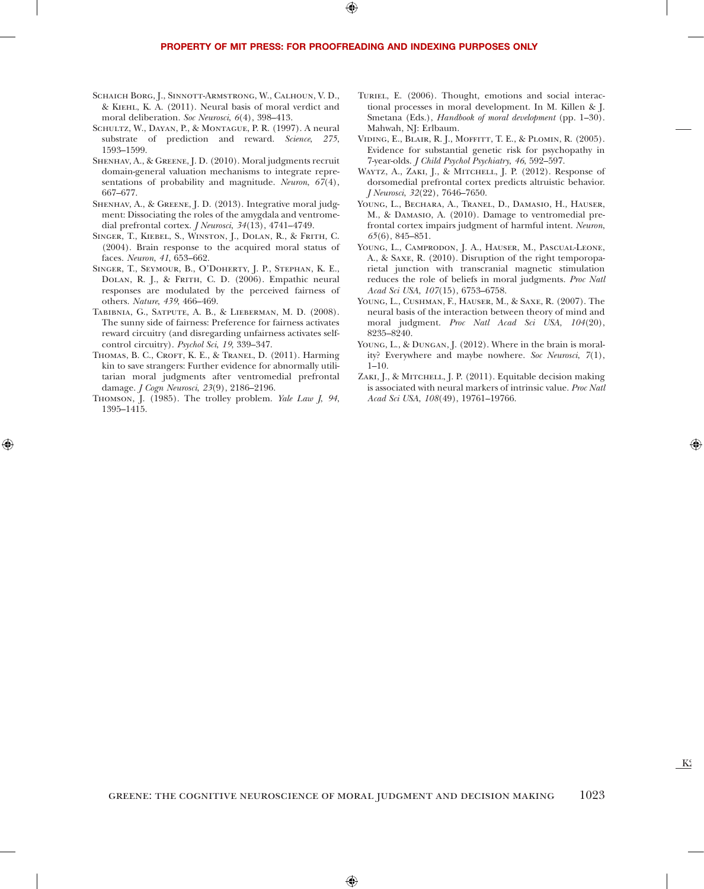Schaich Borg, J., Sinnott-Armstrong, W., Calhoun, V. D., & Kiehl, K. A. (2011). Neural basis of moral verdict and moral deliberation. *Soc Neurosci*, *6*(4), 398–413.

Schultz, W., Dayan, P., & Montague, P. R. (1997). A neural substrate of prediction and reward. *Science*, *275*, 1593–1599.

Shenhav, A., & Greene, J. D. (2010). Moral judgments recruit domain-general valuation mechanisms to integrate representations of probability and magnitude. *Neuron*, *67*(4), 667–677.

Shenhav, A., & Greene, J. D. (2013). Integrative moral judgment: Dissociating the roles of the amygdala and ventromedial prefrontal cortex. *J Neurosci*, *34*(13), 4741–4749.

Singer, T., Kiebel, S., Winston, J., Dolan, R., & Frith, C. (2004). Brain response to the acquired moral status of faces. *Neuron*, *41*, 653–662.

Singer, T., Seymour, B., O'Doherty, J. P., Stephan, K. E., Dolan, R. J., & Frith, C. D. (2006). Empathic neural responses are modulated by the perceived fairness of others. *Nature*, *439*, 466–469.

Tabibnia, G., Satpute, A. B., & Lieberman, M. D. (2008). The sunny side of fairness: Preference for fairness activates reward circuitry (and disregarding unfairness activates self-control circuitry). *Psychol Sci*, *19*, 339–347.

Thomas, B. C., Croft, K. E., & Tranel, D. (2011). Harming kin to save strangers: Further evidence for abnormally utilitarian moral judgments after ventromedial prefrontal damage. *J Cogn Neurosci*, *23*(9), 2186–2196.

Thomson, J. (1985). The trolley problem. *Yale Law J*, *94*, 1395–1415.

Turiel, E. (2006). Thought, emotions and social interactional processes in moral development. In M. Killen & J. Smetana (Eds.), *Handbook of moral development* (pp. 1–30). Mahwah, NJ: Erlbaum.

Viding, E., Blair, R. J., Moffitt, T. E., & Plomin, R. (2005). Evidence for substantial genetic risk for psychopathy in 7-year-olds. *J Child Psychol Psychiatry*, *46*, 592–597.

Waytz, A., Zaki, J., & Mitchell, J. P. (2012). Response of dorsomedial prefrontal cortex predicts altruistic behavior. *J Neurosci*, *32*(22), 7646–7650.

Young, L., Bechara, A., Tranel, D., Damasio, H., Hauser, M., & Damasio, A. (2010). Damage to ventromedial prefrontal cortex impairs judgment of harmful intent. *Neuron*, *65*(6), 845–851.

Young, L., Camprodon, J. A., Hauser, M., Pascual-Leone, A., & Saxe, R. (2010). Disruption of the right temporoparietal junction with transcranial magnetic stimulation reduces the role of beliefs in moral judgments. *Proc Natl Acad Sci USA*, *107*(15), 6753–6758.

Young, L., Cushman, F., Hauser, M., & Saxe, R. (2007). The neural basis of the interaction between theory of mind and moral judgment. *Proc Natl Acad Sci USA*, *104*(20), 8235–8240.

Young, L., & Dungan, J. (2012). Where in the brain is morality? Everywhere and maybe nowhere. *Soc Neurosci*, *7*(1), 1–10.

Zaki, J., & Mitchell, J. P. (2011). Equitable decision making is associated with neural markers of intrinsic value. *Proc Natl Acad Sci USA*, *108*(49), 19761–19766.